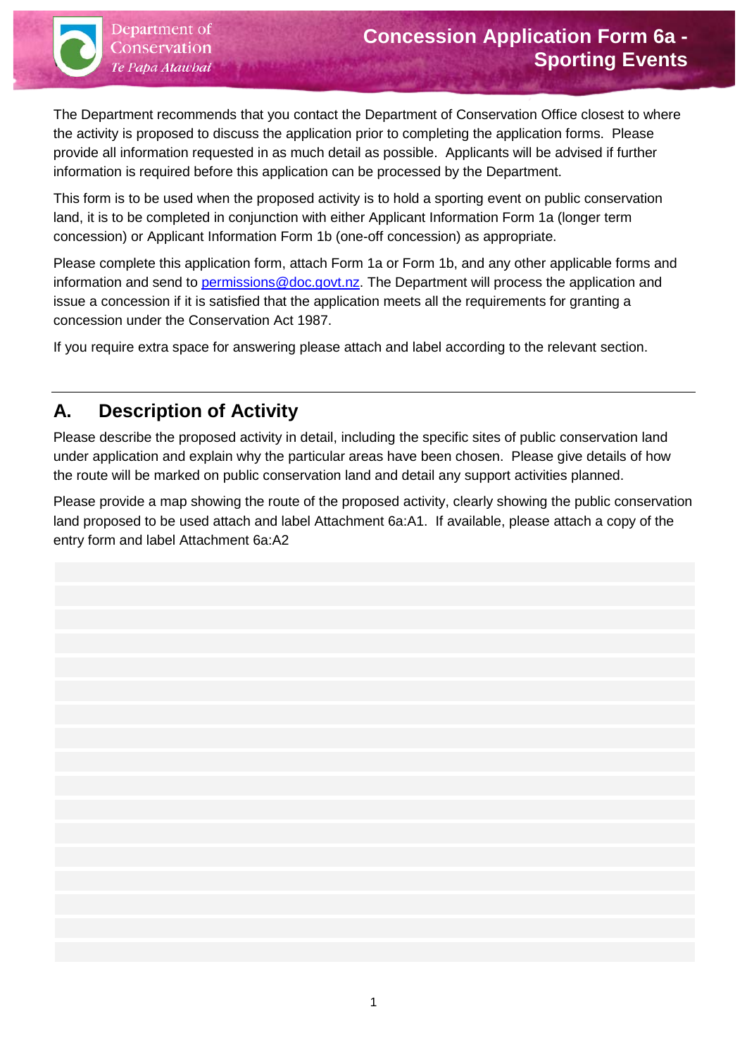# Concession Application Form 6a - Sporting Events

Department of Conservation
*Te Papa Atawhai*

The Department recommends that you contact the Department of Conservation Office closest to where the activity is proposed to discuss the application prior to completing the application forms. Please provide all information requested in as much detail as possible. Applicants will be advised if further information is required before this application can be processed by the Department.

This form is to be used when the proposed activity is to hold a sporting event on public conservation land, it is to be completed in conjunction with either Applicant Information Form 1a (longer term concession) or Applicant Information Form 1b (one-off concession) as appropriate.

Please complete this application form, attach Form 1a or Form 1b, and any other applicable forms and information and send to permissions@doc.govt.nz. The Department will process the application and issue a concession if it is satisfied that the application meets all the requirements for granting a concession under the Conservation Act 1987.

If you require extra space for answering please attach and label according to the relevant section.

## A. Description of Activity

Please describe the proposed activity in detail, including the specific sites of public conservation land under application and explain why the particular areas have been chosen. Please give details of how the route will be marked on public conservation land and detail any support activities planned.

Please provide a map showing the route of the proposed activity, clearly showing the public conservation land proposed to be used attach and label Attachment 6a:A1. If available, please attach a copy of the entry form and label Attachment 6a:A2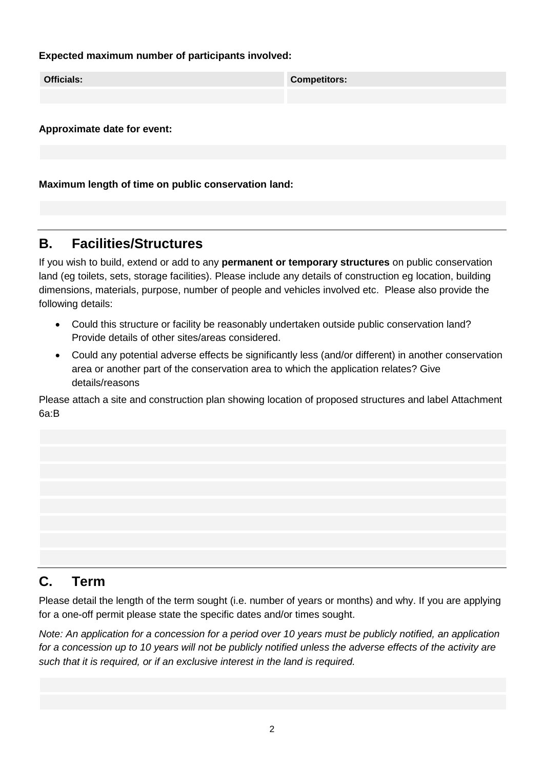**Expected maximum number of participants involved:**

| Officials: | Competitors: |
| --- | --- |
| | |

**Approximate date for event:**

**Maximum length of time on public conservation land:**

## B. Facilities/Structures

If you wish to build, extend or add to any **permanent or temporary structures** on public conservation land (eg toilets, sets, storage facilities). Please include any details of construction eg location, building dimensions, materials, purpose, number of people and vehicles involved etc. Please also provide the following details:

- Could this structure or facility be reasonably undertaken outside public conservation land? Provide details of other sites/areas considered.
- Could any potential adverse effects be significantly less (and/or different) in another conservation area or another part of the conservation area to which the application relates? Give details/reasons

Please attach a site and construction plan showing location of proposed structures and label Attachment 6a:B

## C. Term

Please detail the length of the term sought (i.e. number of years or months) and why. If you are applying for a one-off permit please state the specific dates and/or times sought.

*Note: An application for a concession for a period over 10 years must be publicly notified, an application for a concession up to 10 years will not be publicly notified unless the adverse effects of the activity are such that it is required, or if an exclusive interest in the land is required.*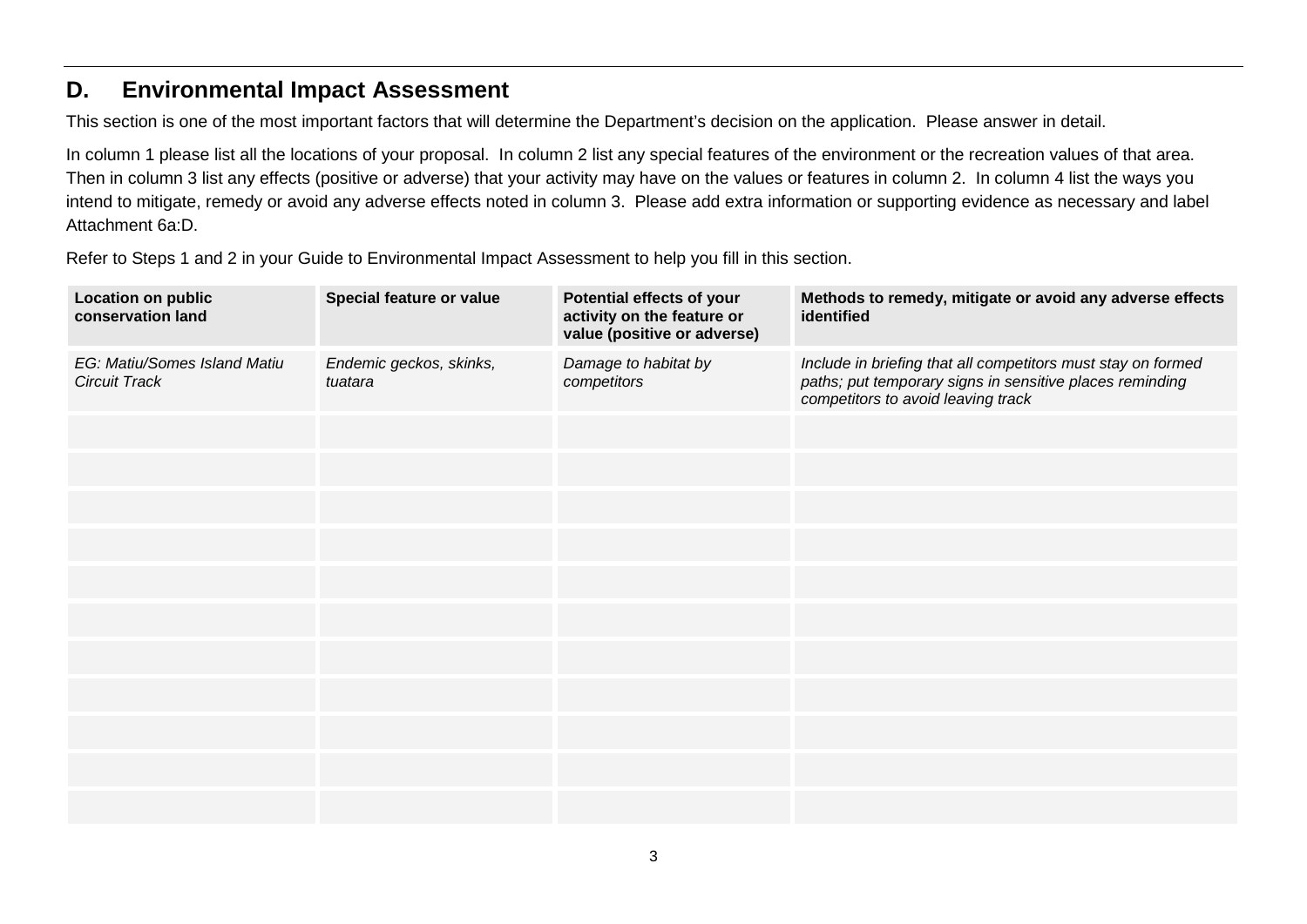## D. Environmental Impact Assessment

This section is one of the most important factors that will determine the Department's decision on the application. Please answer in detail.

In column 1 please list all the locations of your proposal. In column 2 list any special features of the environment or the recreation values of that area. Then in column 3 list any effects (positive or adverse) that your activity may have on the values or features in column 2. In column 4 list the ways you intend to mitigate, remedy or avoid any adverse effects noted in column 3. Please add extra information or supporting evidence as necessary and label Attachment 6a:D.

Refer to Steps 1 and 2 in your Guide to Environmental Impact Assessment to help you fill in this section.

| **Location on public conservation land** | **Special feature or value** | **Potential effects of your activity on the feature or value (positive or adverse)** | **Methods to remedy, mitigate or avoid any adverse effects identified** |
|---|---|---|---|
| *EG: Matiu/Somes Island Matiu Circuit Track* | *Endemic geckos, skinks, tuatara* | *Damage to habitat by competitors* | *Include in briefing that all competitors must stay on formed paths; put temporary signs in sensitive places reminding competitors to avoid leaving track* |
| | | | |
| | | | |
| | | | |
| | | | |
| | | | |
| | | | |
| | | | |
| | | | |
| | | | |
| | | | |
| | | | |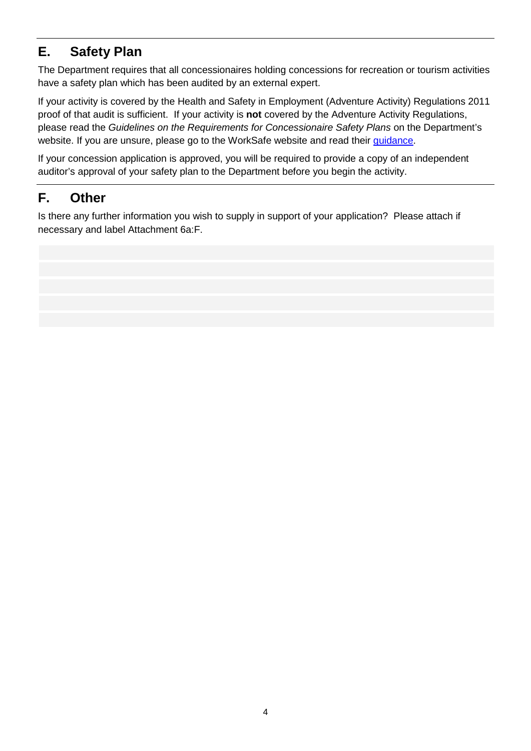## E. Safety Plan

The Department requires that all concessionaires holding concessions for recreation or tourism activities have a safety plan which has been audited by an external expert.

If your activity is covered by the Health and Safety in Employment (Adventure Activity) Regulations 2011 proof of that audit is sufficient. If your activity is **not** covered by the Adventure Activity Regulations, please read the *Guidelines on the Requirements for Concessionaire Safety Plans* on the Department's website. If you are unsure, please go to the WorkSafe website and read their guidance.

If your concession application is approved, you will be required to provide a copy of an independent auditor's approval of your safety plan to the Department before you begin the activity.

## F. Other

Is there any further information you wish to supply in support of your application? Please attach if necessary and label Attachment 6a:F.